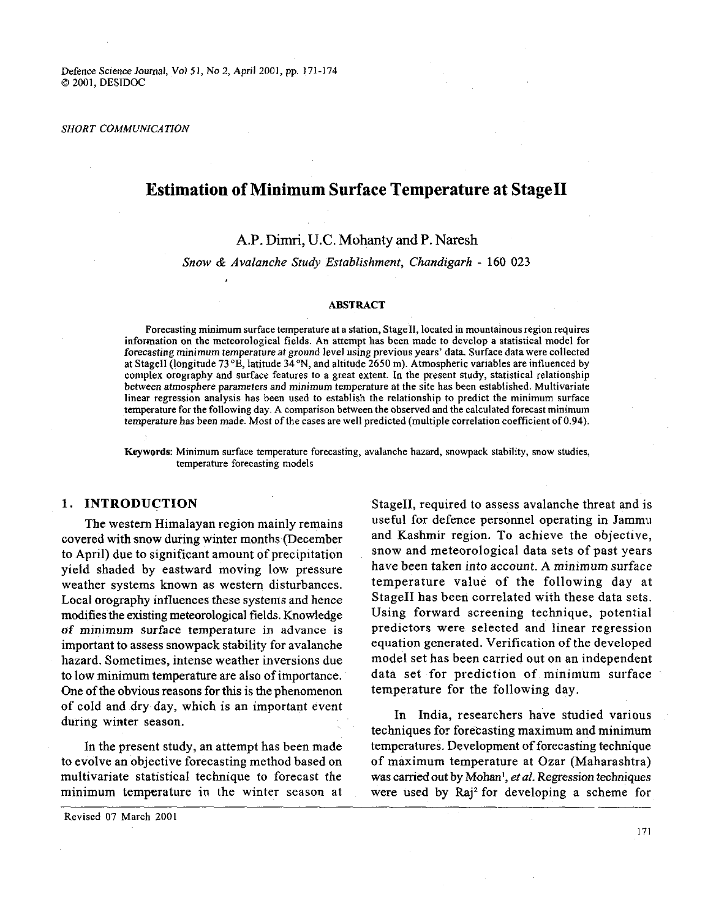*SHORT COMMUNICATION*

# Estimation of Minimum Surface Temperature at StageII

A.P. Dimri, U.C. Mohanty and P. Naresh

*Snow & Avalanche Study Establishment, Chandigarh - 160 023*

## ABSTRACT

Forecasting minimum surface temperature at a station, StageII, located in mountainous region requires information on the meteorological fields. An attempt has been made to develop a statistical model for forecasting minimum temperature at ground level using previous years' data. Surface data were collected at StageII (longitude 73 °E, latitude 34 °N, and altitude 2650 m). Atmospheric variables are influenced by complex orography and surface features to a great extent. In the present study, statistical relationship between atmosphere parameters and minimum temperature at the site has been established. Multivariate linear regression analysis has been used to establish the relationship to predict the minimum surface temperature for the following day. A comparison between the observed and the calculated forecast minimum temperature has been made. Most of the cases are well predicted (multiple correlation coefficient of 0.94).

**Keywords:** Minimum surface temperature forecasting, avalanche hazard, snowpack stability, snow studies, temperature forecasting models

## 1. INTRODUCTION

The western Himalayan region mainly remains covered with snow during winter months (December to April) due to significant amount of precipitation yield shaded by eastward moving low pressure weather systems known as western disturbances. Local orography influences these systems and hence modifies the existing meteorological fields. Knowledge of minimum surface temperature in advance is important to assess snowpack stability for avalanche hazard. Sometimes, intense weather inversions due to low minimum temperature are also of importance. One of the obvious reasons for this is the phenomenon of cold and dry day, which is an important event during winter season.

In the present study, an attempt has been made to evolve an objective forecasting method based on multivariate statistical technique to forecast the minimum temperature in the winter season at StageII, required to assess avalanche threat and is useful for defence personnel operating in Jammu and Kashmir region. To achieve the objective, snow and meteorological data sets of past years have been taken into account. A minimum surface temperature value of the following day at StageII has been correlated with these data sets. Using forward screening technique, potential predictors were selected and linear regression equation generated. Verification of the developed model set has been carried out on an independent data set for prediction of minimum surface temperature for the following day.

In India, researchers have studied various techniques for forecasting maximum and minimum temperatures. Development of forecasting technique of maximum temperature at Ozar (Maharashtra) was carried out by Mohan[1], *et al.* Regression techniques were used by Raj[2] for developing a scheme for

Revised 07 March 2001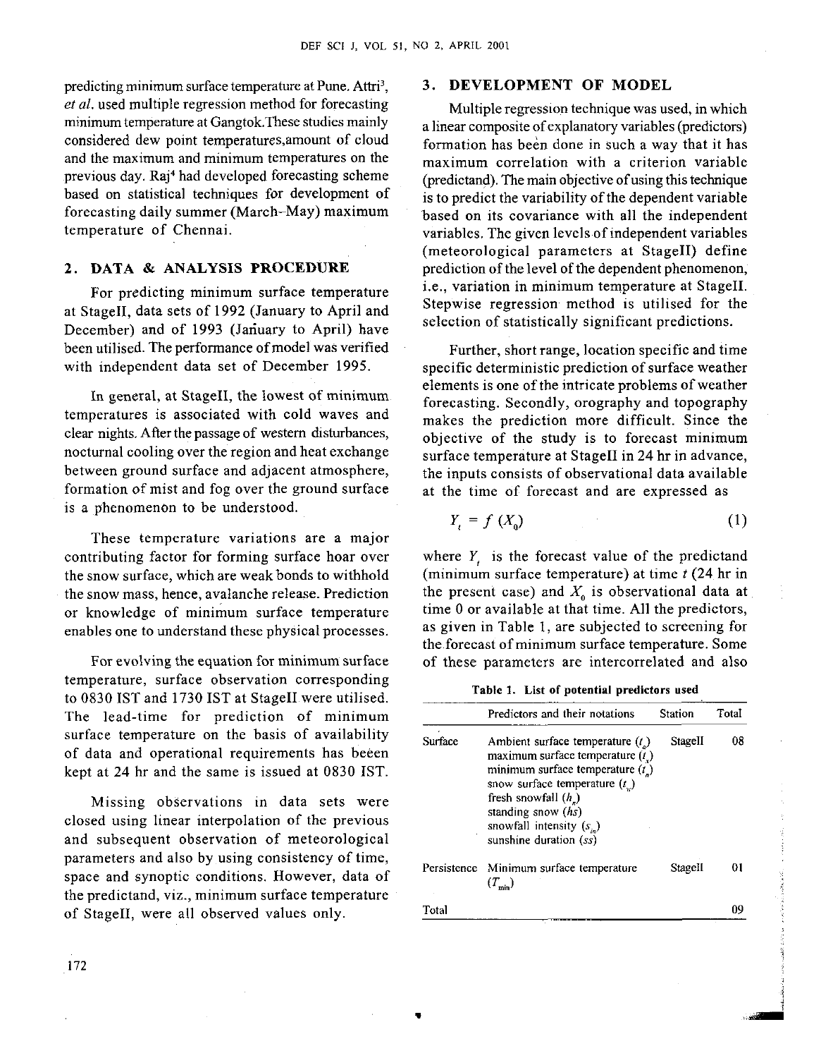predicting minimum surface temperature at Pune. Attri[3], *et al.* used multiple regression method for forecasting minimum temperature at Gangtok.These studies mainly considered dew point temperatures,amount of cloud and the maximum and minimum temperatures on the previous day. Raj[4] had developed forecasting scheme based on statistical techniques for development of forecasting daily summer (March–May) maximum temperature of Chennai.

## 2. DATA & ANALYSIS PROCEDURE

For predicting minimum surface temperature at StageII, data sets of 1992 (January to April and December) and of 1993 (January to April) have been utilised. The performance of model was verified with independent data set of December 1995.

In general, at StageII, the lowest of minimum temperatures is associated with cold waves and clear nights. After the passage of western disturbances, nocturnal cooling over the region and heat exchange between ground surface and adjacent atmosphere, formation of mist and fog over the ground surface is a phenomenon to be understood.

These temperature variations are a major contributing factor for forming surface hoar over the snow surface, which are weak bonds to withhold the snow mass, hence, avalanche release. Prediction or knowledge of minimum surface temperature enables one to understand these physical processes.

For evolving the equation for minimum surface temperature, surface observation corresponding to 0830 IST and 1730 IST at StageII were utilised. The lead-time for prediction of minimum surface temperature on the basis of availability of data and operational requirements has beeen kept at 24 hr and the same is issued at 0830 IST.

Missing observations in data sets were closed using linear interpolation of the previous and subsequent observation of meteorological parameters and also by using consistency of time, space and synoptic conditions. However, data of the predictand, viz., minimum surface temperature of StageII, were all observed values only.

## 3. DEVELOPMENT OF MODEL

Multiple regression technique was used, in which a linear composite of explanatory variables (predictors) formation has been done in such a way that it has maximum correlation with a criterion variable (predictand). The main objective of using this technique is to predict the variability of the dependent variable based on its covariance with all the independent variables. The given levels of independent variables (meteorological parameters at StageII) define prediction of the level of the dependent phenomenon, i.e., variation in minimum temperature at StageII. Stepwise regression method is utilised for the selection of statistically significant predictions.

Further, short range, location specific and time specific deterministic prediction of surface weather elements is one of the intricate problems of weather forecasting. Secondly, orography and topography makes the prediction more difficult. Since the objective of the study is to forecast minimum surface temperature at StageII in 24 hr in advance, the inputs consists of observational data available at the time of forecast and are expressed as

$$Y_t = f(X_0) \tag{1}$$

where $Y_t$ is the forecast value of the predictand (minimum surface temperature) at time $t$ (24 hr in the present case) and $X_0$ is observational data at time 0 or available at that time. All the predictors, as given in Table 1, are subjected to screening for the forecast of minimum surface temperature. Some of these parameters are intercorrelated and also

**Table 1. List of potential predictors used**

| | Predictors and their notations | Station | Total |
|---|---|---|---|
| Surface | Ambient surface temperature ($t_a$)<br>maximum surface temperature ($t_x$)<br>minimum surface temperature ($t_n$)<br>snow surface temperature ($t_w$)<br>fresh snowfall ($h_n$)<br>standing snow ($hs$)<br>snowfall intensity ($s_{in}$)<br>sunshine duration ($ss$) | StageII | 08 |
| Persistence | Minimum surface temperature ($T_{min}$) | StageII | 01 |
| Total | | | 09 |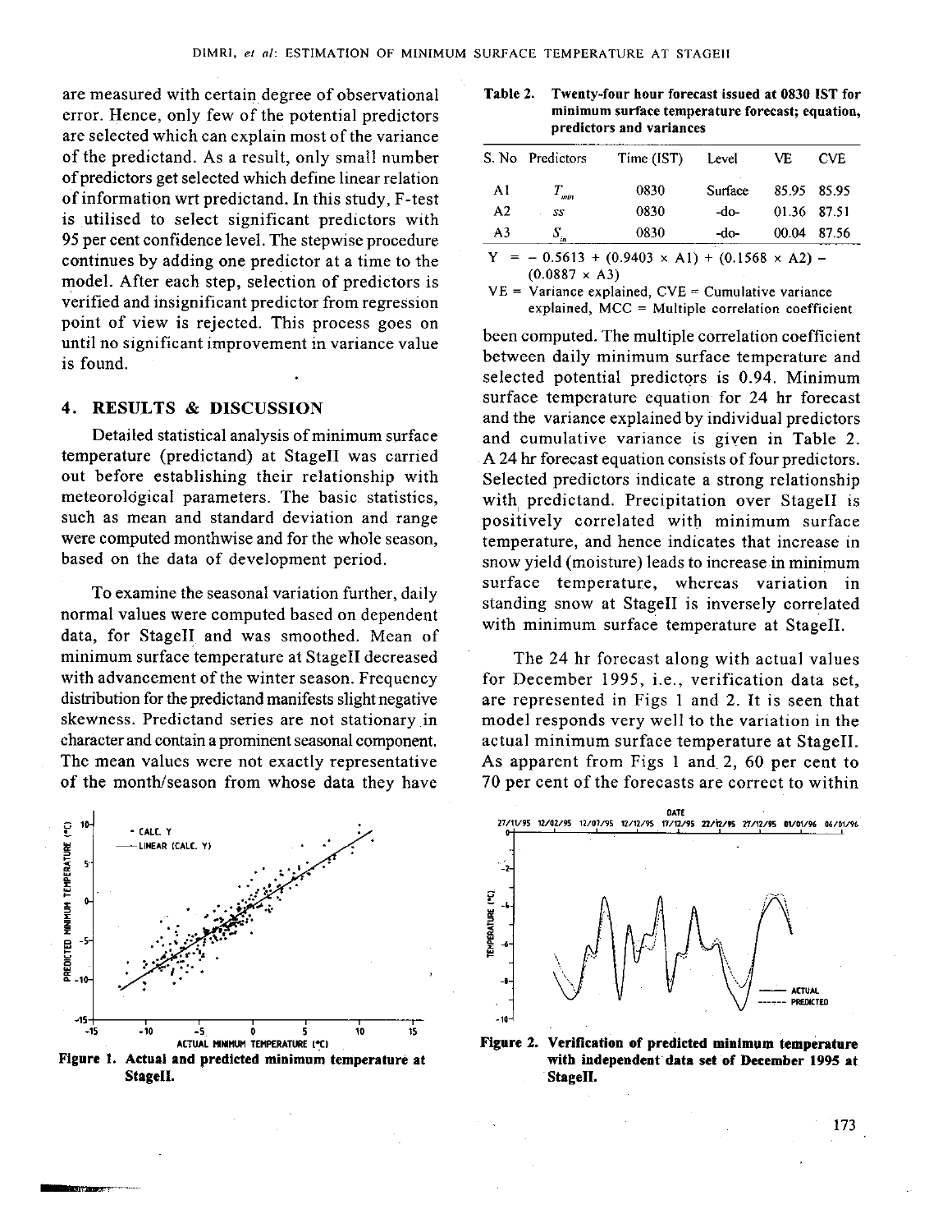are measured with certain degree of observational error. Hence, only few of the potential predictors are selected which can explain most of the variance of the predictand. As a result, only small number of predictors get selected which define linear relation of information wrt predictand. In this study, F-test is utilised to select significant predictors with 95 per cent confidence level. The stepwise procedure continues by adding one predictor at a time to the model. After each step, selection of predictors is verified and insignificant predictor from regression point of view is rejected. This process goes on until no significant improvement in variance value is found.

## 4. RESULTS & DISCUSSION

Detailed statistical analysis of minimum surface temperature (predictand) at StageII was carried out before establishing their relationship with meteorological parameters. The basic statistics, such as mean and standard deviation and range were computed monthwise and for the whole season, based on the data of development period.

To examine the seasonal variation further, daily normal values were computed based on dependent data, for StageII and was smoothed. Mean of minimum surface temperature at StageII decreased with advancement of the winter season. Frequency distribution for the predictand manifests slight negative skewness. Predictand series are not stationary in character and contain a prominent seasonal component. The mean values were not exactly representative of the month/season from whose data they have been computed. The multiple correlation coefficient between daily minimum surface temperature and selected potential predictors is 0.94. Minimum surface temperature equation for 24 hr forecast and the variance explained by individual predictors and cumulative variance is given in Table 2. A 24 hr forecast equation consists of four predictors. Selected predictors indicate a strong relationship with predictand. Precipitation over StageII is positively correlated with minimum surface temperature, and hence indicates that increase in snow yield (moisture) leads to increase in minimum surface temperature, whereas variation in standing snow at StageII is inversely correlated with minimum surface temperature at StageII.

**Table 2. Twenty-four hour forecast issued at 0830 IST for minimum surface temperature forecast; equation, predictors and variances**

| S. No | Predictors | Time (IST) | Level | VE | CVE |
|---|---|---|---|---|---|
| A1 | $T_{min}$ | 0830 | Surface | 85.95 | 85.95 |
| A2 | *ss* | 0830 | -do- | 01.36 | 87.51 |
| A3 | $S_{in}$ | 0830 | -do- | 00.04 | 87.56 |

$$Y = -0.5613 + (0.9403 \times A1) + (0.1568 \times A2) - (0.0887 \times A3)$$

VE = Variance explained, CVE = Cumulative variance explained, MCC = Multiple correlation coefficient

The 24 hr forecast along with actual values for December 1995, i.e., verification data set, are represented in Figs 1 and 2. It is seen that model responds very well to the variation in the actual minimum surface temperature at StageII. As apparent from Figs 1 and 2, 60 per cent to 70 per cent of the forecasts are correct to within

**Figure 1. Actual and predicted minimum temperature at StageII.**

**Figure 2. Verification of predicted minimum temperature with independent data set of December 1995 at StageII.**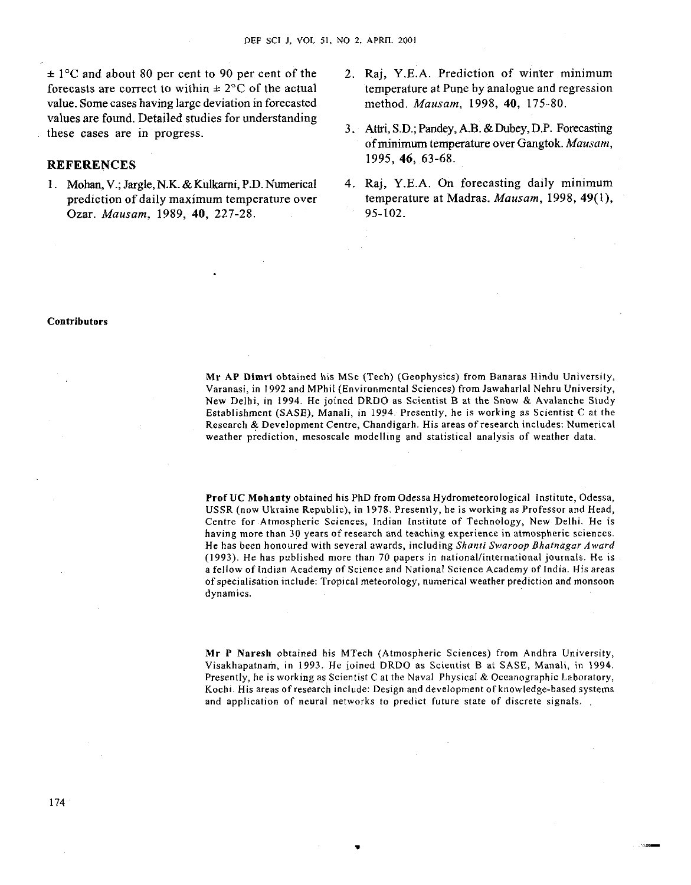± 1°C and about 80 per cent to 90 per cent of the forecasts are correct to within ± 2°C of the actual value. Some cases having large deviation in forecasted values are found. Detailed studies for understanding these cases are in progress.

## REFERENCES

1. Mohan, V.; Jargle, N.K. & Kulkarni, P.D. Numerical prediction of daily maximum temperature over Ozar. *Mausam*, 1989, **40**, 227-28.
2. Raj, Y.E.A. Prediction of winter minimum temperature at Pune by analogue and regression method. *Mausam*, 1998, **40**, 175-80.
3. Attri, S.D.; Pandey, A.B. & Dubey, D.P. Forecasting of minimum temperature over Gangtok. *Mausam*, 1995, **46**, 63-68.
4. Raj, Y.E.A. On forecasting daily minimum temperature at Madras. *Mausam*, 1998, **49**(1), 95-102.

**Contributors**

**Mr AP Dimri** obtained his MSc (Tech) (Geophysics) from Banaras Hindu University, Varanasi, in 1992 and MPhil (Environmental Sciences) from Jawaharlal Nehru University, New Delhi, in 1994. He joined DRDO as Scientist B at the Snow & Avalanche Study Establishment (SASE), Manali, in 1994. Presently, he is working as Scientist C at the Research & Development Centre, Chandigarh. His areas of research includes: Numerical weather prediction, mesoscale modelling and statistical analysis of weather data.

**Prof UC Mohanty** obtained his PhD from Odessa Hydrometeorological Institute, Odessa, USSR (now Ukraine Republic), in 1978. Presently, he is working as Professor and Head, Centre for Atmospheric Sciences, Indian Institute of Technology, New Delhi. He is having more than 30 years of research and teaching experience in atmospheric sciences. He has been honoured with several awards, including *Shanti Swaroop Bhatnagar Award* (1993). He has published more than 70 papers in national/international journals. He is a fellow of Indian Academy of Science and National Science Academy of India. His areas of specialisation include: Tropical meteorology, numerical weather prediction and monsoon dynamics.

**Mr P Naresh** obtained his MTech (Atmospheric Sciences) from Andhra University, Visakhapatnam, in 1993. He joined DRDO as Scientist B at SASE, Manali, in 1994. Presently, he is working as Scientist C at the Naval Physical & Oceanographic Laboratory, Kochi. His areas of research include: Design and development of knowledge-based systems and application of neural networks to predict future state of discrete signals.